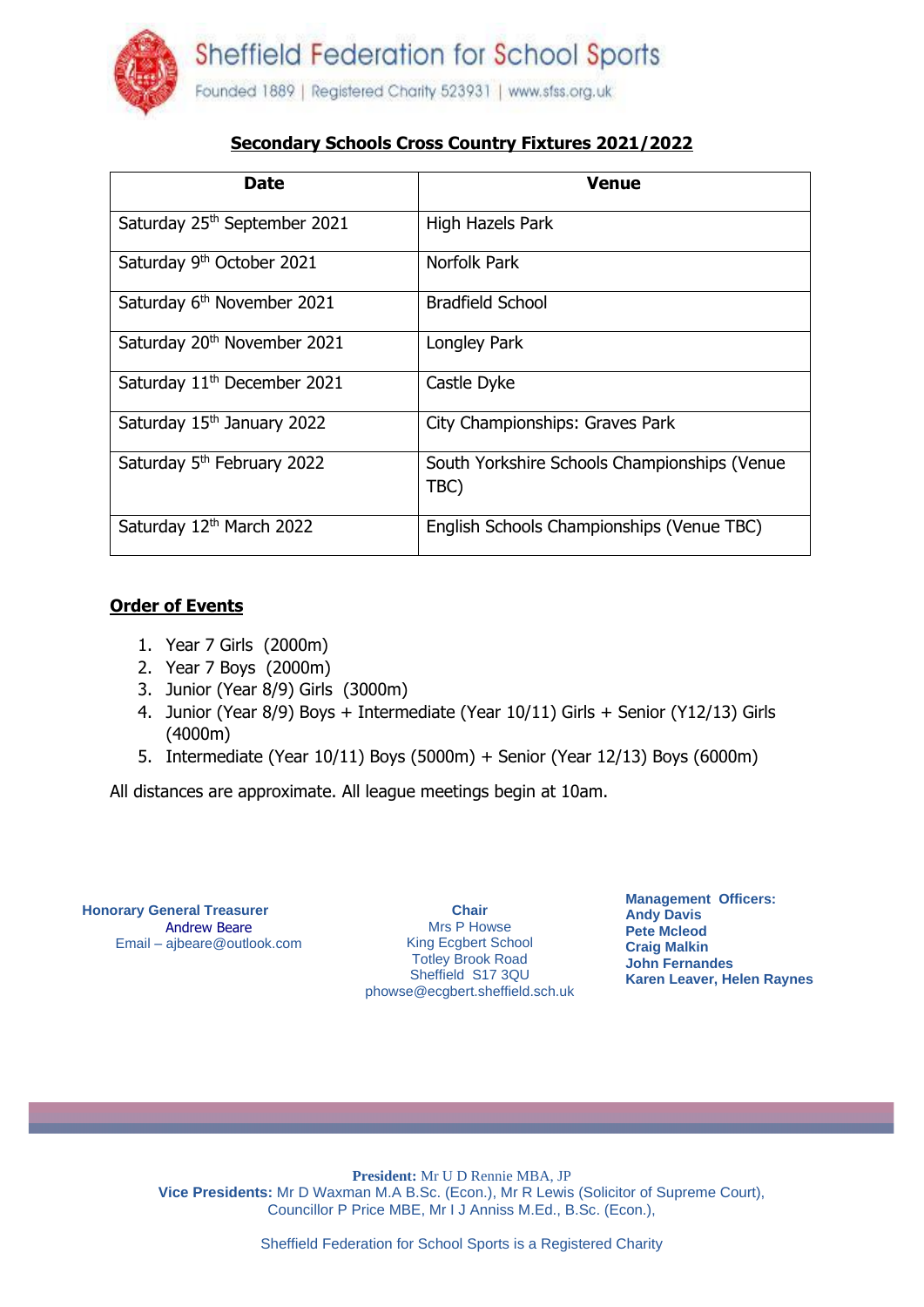# Sheffield Federation for School Sports

Founded 1889 | Registered Charity 523931 | www.sfss.org.uk

## Secondary Schools Cross Country Fixtures 2021/2022

| Date | Venue |
|---|---|
| Saturday 25th September 2021 | High Hazels Park |
| Saturday 9th October 2021 | Norfolk Park |
| Saturday 6th November 2021 | Bradfield School |
| Saturday 20th November 2021 | Longley Park |
| Saturday 11th December 2021 | Castle Dyke |
| Saturday 15th January 2022 | City Championships: Graves Park |
| Saturday 5th February 2022 | South Yorkshire Schools Championships (Venue TBC) |
| Saturday 12th March 2022 | English Schools Championships (Venue TBC) |

### Order of Events

1. Year 7 Girls (2000m)
2. Year 7 Boys (2000m)
3. Junior (Year 8/9) Girls (3000m)
4. Junior (Year 8/9) Boys + Intermediate (Year 10/11) Girls + Senior (Y12/13) Girls (4000m)
5. Intermediate (Year 10/11) Boys (5000m) + Senior (Year 12/13) Boys (6000m)

All distances are approximate. All league meetings begin at 10am.

**Honorary General Treasurer**
Andrew Beare
Email – ajbeare@outlook.com

**Chair**
Mrs P Howse
King Ecgbert School
Totley Brook Road
Sheffield S17 3QU
phowse@ecgbert.sheffield.sch.uk

**Management Officers:**
**Andy Davis**
**Pete Mcleod**
**Craig Malkin**
**John Fernandes**
**Karen Leaver, Helen Raynes**

**President:** Mr U D Rennie MBA, JP
**Vice Presidents:** Mr D Waxman M.A B.Sc. (Econ.), Mr R Lewis (Solicitor of Supreme Court), Councillor P Price MBE, Mr I J Anniss M.Ed., B.Sc. (Econ.),

Sheffield Federation for School Sports is a Registered Charity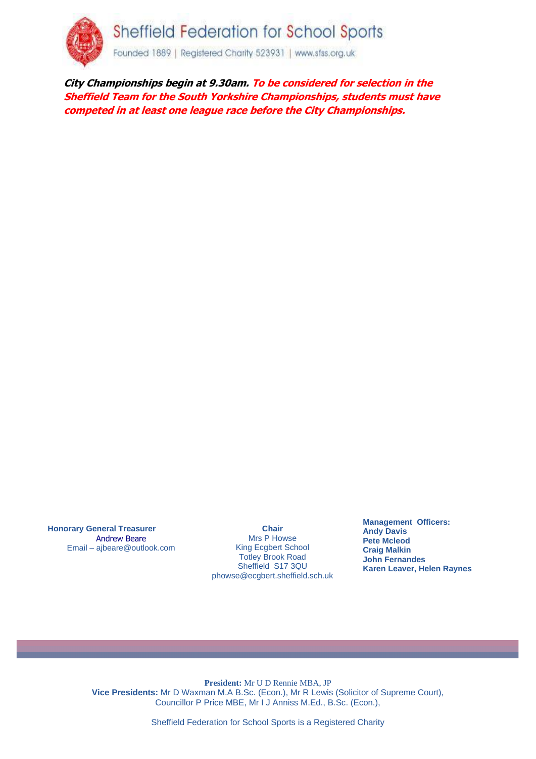**Sheffield Federation for School Sports**

Founded 1889 | Registered Charity 523931 | www.sfss.org.uk

***City Championships begin at 9.30am. To be considered for selection in the Sheffield Team for the South Yorkshire Championships, students must have competed in at least one league race before the City Championships.***

**Honorary General Treasurer**
Andrew Beare
Email – ajbeare@outlook.com

**Chair**
Mrs P Howse
King Ecgbert School
Totley Brook Road
Sheffield S17 3QU
phowse@ecgbert.sheffield.sch.uk

**Management Officers:**
**Andy Davis**
**Pete Mcleod**
**Craig Malkin**
**John Fernandes**
**Karen Leaver, Helen Raynes**

**President:** Mr U D Rennie MBA, JP
**Vice Presidents:** Mr D Waxman M.A B.Sc. (Econ.), Mr R Lewis (Solicitor of Supreme Court), Councillor P Price MBE, Mr I J Anniss M.Ed., B.Sc. (Econ.),

Sheffield Federation for School Sports is a Registered Charity